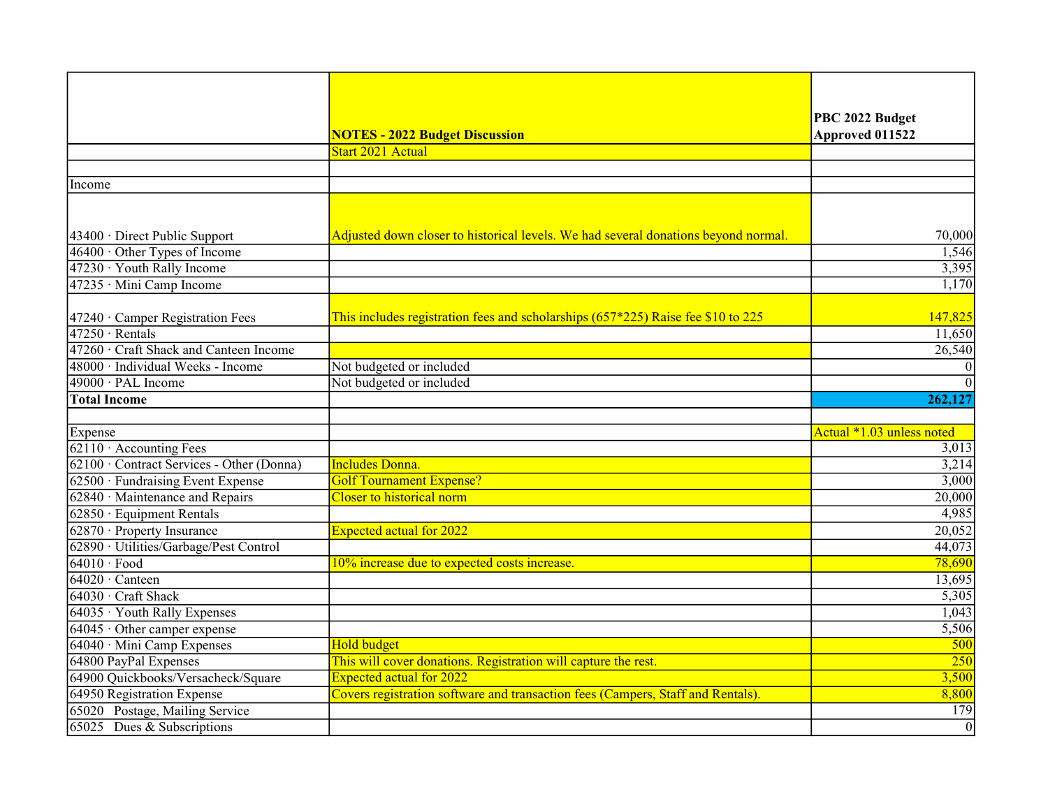| | NOTES - 2022 Budget Discussion | PBC 2022 Budget Approved 011522 |
|---|---|---|
| | Start 2021 Actual | |
| | | |
| Income | | |
| 43400 · Direct Public Support | Adjusted down closer to historical levels. We had several donations beyond normal. | 70,000 |
| 46400 · Other Types of Income | | 1,546 |
| 47230 · Youth Rally Income | | 3,395 |
| 47235 · Mini Camp Income | | 1,170 |
| 47240 · Camper Registration Fees | This includes registration fees and scholarships (657*225) Raise fee $10 to 225 | 147,825 |
| 47250 · Rentals | | 11,650 |
| 47260 · Craft Shack and Canteen Income | | 26,540 |
| 48000 · Individual Weeks - Income | Not budgeted or included | 0 |
| 49000 · PAL Income | Not budgeted or included | 0 |
| **Total Income** | | **262,127** |
| | | |
| Expense | | Actual *1.03 unless noted |
| 62110 · Accounting Fees | | 3,013 |
| 62100 · Contract Services - Other (Donna) | Includes Donna. | 3,214 |
| 62500 · Fundraising Event Expense | Golf Tournament Expense? | 3,000 |
| 62840 · Maintenance and Repairs | Closer to historical norm | 20,000 |
| 62850 · Equipment Rentals | | 4,985 |
| 62870 · Property Insurance | Expected actual for 2022 | 20,052 |
| 62890 · Utilities/Garbage/Pest Control | | 44,073 |
| 64010 · Food | 10% increase due to expected costs increase. | 78,690 |
| 64020 · Canteen | | 13,695 |
| 64030 · Craft Shack | | 5,305 |
| 64035 · Youth Rally Expenses | | 1,043 |
| 64045 · Other camper expense | | 5,506 |
| 64040 · Mini Camp Expenses | Hold budget | 500 |
| 64800 PayPal Expenses | This will cover donations. Registration will capture the rest. | 250 |
| 64900 Quickbooks/Versacheck/Square | Expected actual for 2022 | 3,500 |
| 64950 Registration Expense | Covers registration software and transaction fees (Campers, Staff and Rentals). | 8,800 |
| 65020 Postage, Mailing Service | | 179 |
| 65025 Dues & Subscriptions | | 0 |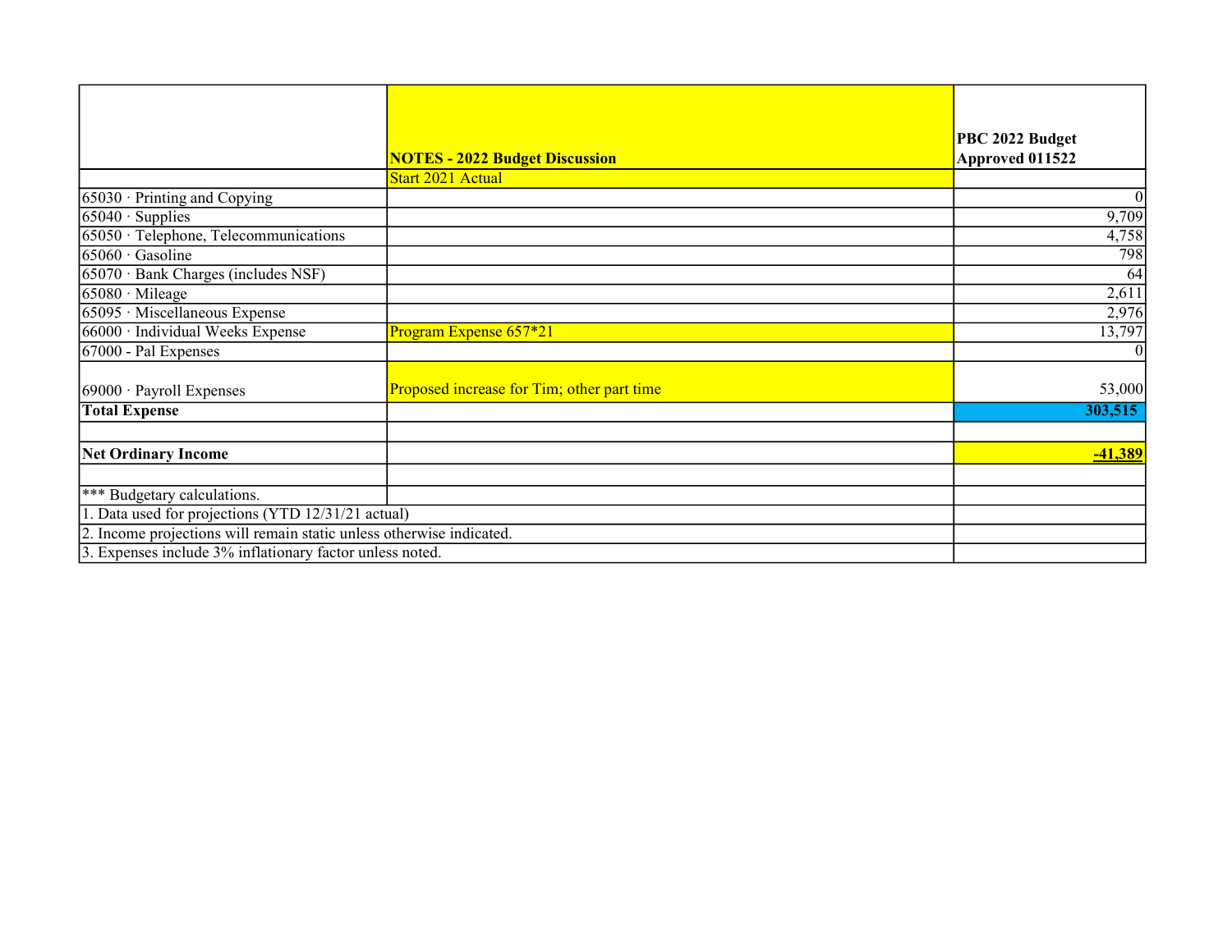| | NOTES - 2022 Budget Discussion | PBC 2022 Budget Approved 011522 |
|---|---|---|
| | Start 2021 Actual | |
| 65030 · Printing and Copying | | 0 |
| 65040 · Supplies | | 9,709 |
| 65050 · Telephone, Telecommunications | | 4,758 |
| 65060 · Gasoline | | 798 |
| 65070 · Bank Charges (includes NSF) | | 64 |
| 65080 · Mileage | | 2,611 |
| 65095 · Miscellaneous Expense | | 2,976 |
| 66000 · Individual Weeks Expense | Program Expense 657*21 | 13,797 |
| 67000 - Pal Expenses | | 0 |
| 69000 · Payroll Expenses | Proposed increase for Tim; other part time | 53,000 |
| **Total Expense** | | **303,515** |
| | | |
| **Net Ordinary Income** | | **-41,389** |
| | | |
| *** Budgetary calculations. | | |
| 1. Data used for projections (YTD 12/31/21 actual) | | |
| 2. Income projections will remain static unless otherwise indicated. | | |
| 3. Expenses include 3% inflationary factor unless noted. | | |